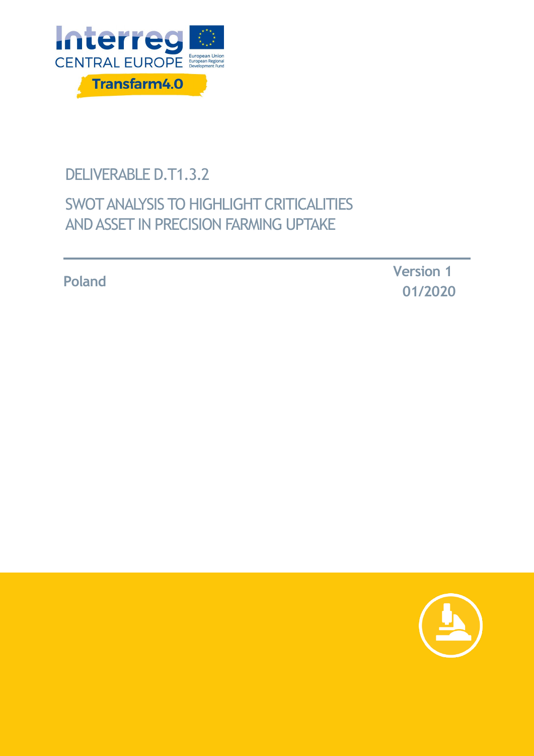Interreg
CENTRAL EUROPE
European Union
European Regional Development Fund

Transfarm4.0

# DELIVERABLE D.T1.3.2

# SWOT ANALYSIS TO HIGHLIGHT CRITICALITIES AND ASSET IN PRECISION FARMING UPTAKE

**Poland**

**Version 1**
**01/2020**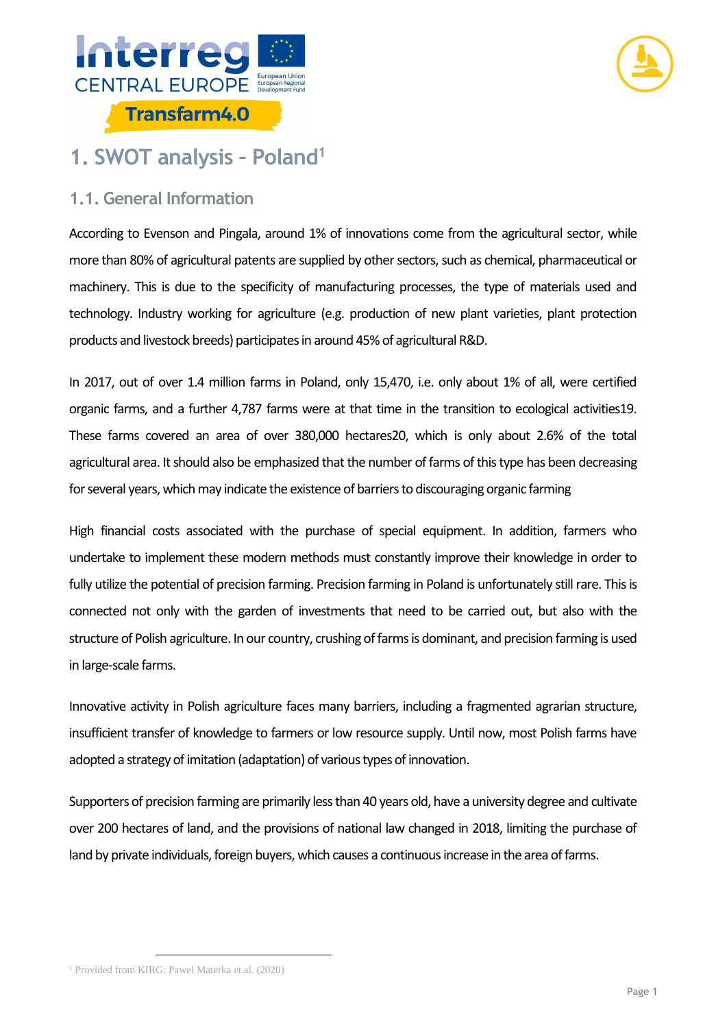# 1. SWOT analysis – Poland[1]

## 1.1. General Information

According to Evenson and Pingala, around 1% of innovations come from the agricultural sector, while more than 80% of agricultural patents are supplied by other sectors, such as chemical, pharmaceutical or machinery. This is due to the specificity of manufacturing processes, the type of materials used and technology. Industry working for agriculture (e.g. production of new plant varieties, plant protection products and livestock breeds) participates in around 45% of agricultural R&D.

In 2017, out of over 1.4 million farms in Poland, only 15,470, i.e. only about 1% of all, were certified organic farms, and a further 4,787 farms were at that time in the transition to ecological activities19. These farms covered an area of over 380,000 hectares20, which is only about 2.6% of the total agricultural area. It should also be emphasized that the number of farms of this type has been decreasing for several years, which may indicate the existence of barriers to discouraging organic farming

High financial costs associated with the purchase of special equipment. In addition, farmers who undertake to implement these modern methods must constantly improve their knowledge in order to fully utilize the potential of precision farming. Precision farming in Poland is unfortunately still rare. This is connected not only with the garden of investments that need to be carried out, but also with the structure of Polish agriculture. In our country, crushing of farms is dominant, and precision farming is used in large-scale farms.

Innovative activity in Polish agriculture faces many barriers, including a fragmented agrarian structure, insufficient transfer of knowledge to farmers or low resource supply. Until now, most Polish farms have adopted a strategy of imitation (adaptation) of various types of innovation.

Supporters of precision farming are primarily less than 40 years old, have a university degree and cultivate over 200 hectares of land, and the provisions of national law changed in 2018, limiting the purchase of land by private individuals, foreign buyers, which causes a continuous increase in the area of farms.

[1] Provided from KIRG: Pawel Materka et.al. (2020)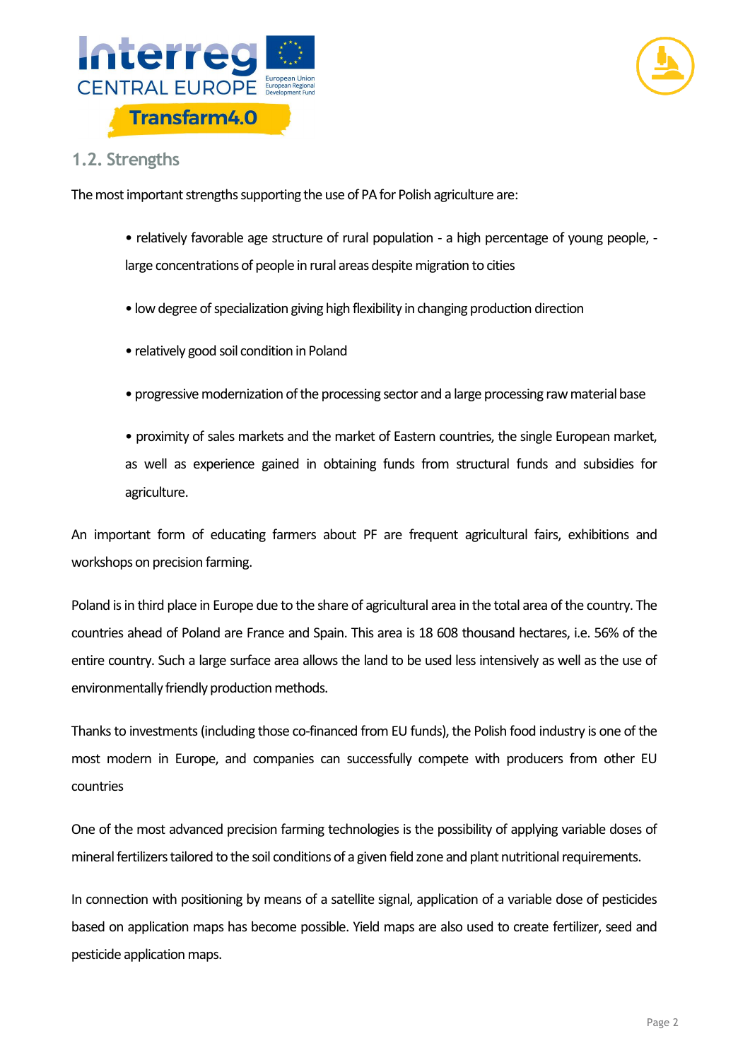## 1.2. Strengths

The most important strengths supporting the use of PA for Polish agriculture are:

- relatively favorable age structure of rural population - a high percentage of young people, - large concentrations of people in rural areas despite migration to cities
- low degree of specialization giving high flexibility in changing production direction
- relatively good soil condition in Poland
- progressive modernization of the processing sector and a large processing raw material base
- proximity of sales markets and the market of Eastern countries, the single European market, as well as experience gained in obtaining funds from structural funds and subsidies for agriculture.

An important form of educating farmers about PF are frequent agricultural fairs, exhibitions and workshops on precision farming.

Poland is in third place in Europe due to the share of agricultural area in the total area of the country. The countries ahead of Poland are France and Spain. This area is 18 608 thousand hectares, i.e. 56% of the entire country. Such a large surface area allows the land to be used less intensively as well as the use of environmentally friendly production methods.

Thanks to investments (including those co-financed from EU funds), the Polish food industry is one of the most modern in Europe, and companies can successfully compete with producers from other EU countries

One of the most advanced precision farming technologies is the possibility of applying variable doses of mineral fertilizers tailored to the soil conditions of a given field zone and plant nutritional requirements.

In connection with positioning by means of a satellite signal, application of a variable dose of pesticides based on application maps has become possible. Yield maps are also used to create fertilizer, seed and pesticide application maps.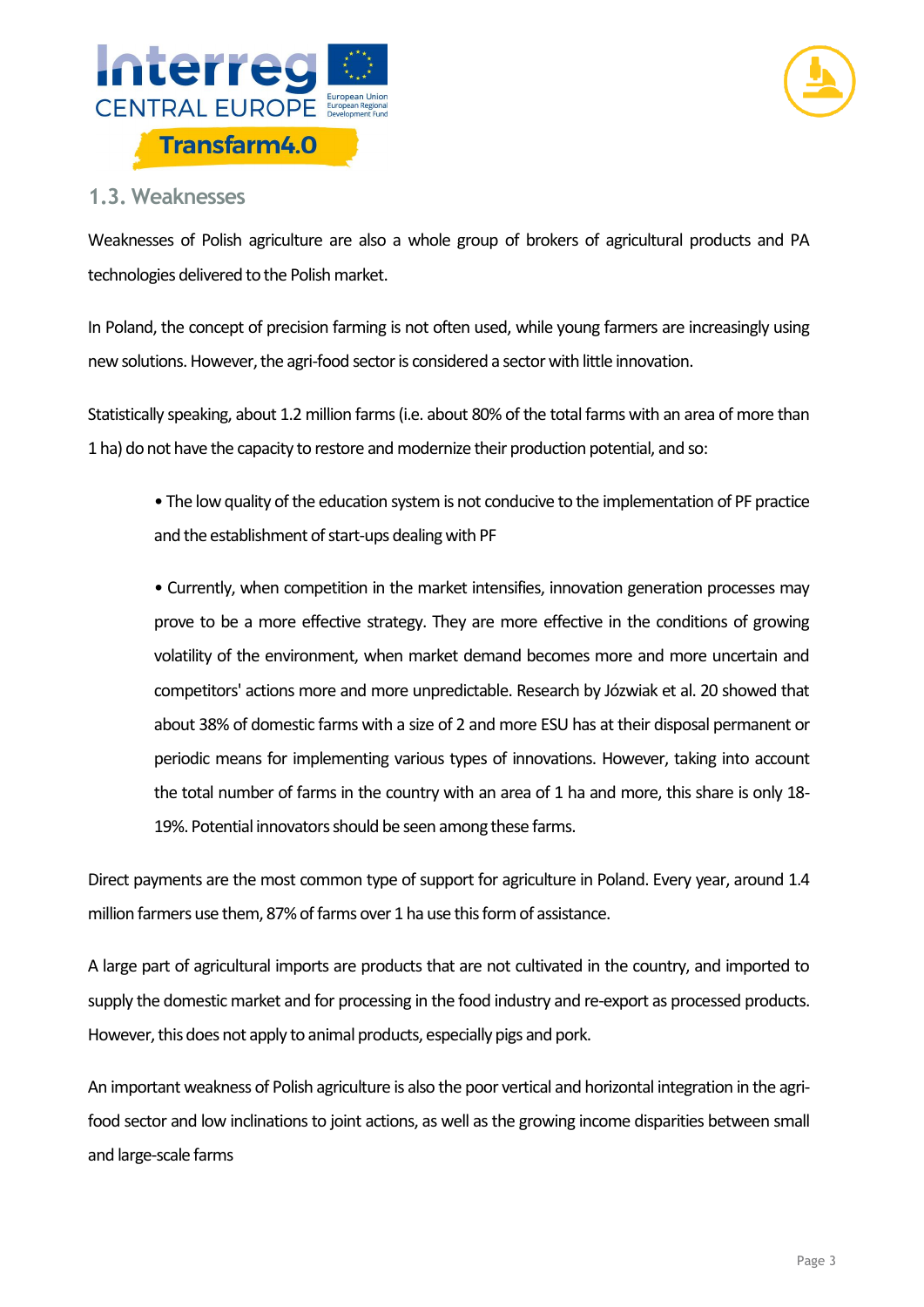## 1.3. Weaknesses

Weaknesses of Polish agriculture are also a whole group of brokers of agricultural products and PA technologies delivered to the Polish market.

In Poland, the concept of precision farming is not often used, while young farmers are increasingly using new solutions. However, the agri-food sector is considered a sector with little innovation.

Statistically speaking, about 1.2 million farms (i.e. about 80% of the total farms with an area of more than 1 ha) do not have the capacity to restore and modernize their production potential, and so:

- The low quality of the education system is not conducive to the implementation of PF practice and the establishment of start-ups dealing with PF
- Currently, when competition in the market intensifies, innovation generation processes may prove to be a more effective strategy. They are more effective in the conditions of growing volatility of the environment, when market demand becomes more and more uncertain and competitors' actions more and more unpredictable. Research by Józwiak et al. 20 showed that about 38% of domestic farms with a size of 2 and more ESU has at their disposal permanent or periodic means for implementing various types of innovations. However, taking into account the total number of farms in the country with an area of 1 ha and more, this share is only 18-19%. Potential innovators should be seen among these farms.

Direct payments are the most common type of support for agriculture in Poland. Every year, around 1.4 million farmers use them, 87% of farms over 1 ha use this form of assistance.

A large part of agricultural imports are products that are not cultivated in the country, and imported to supply the domestic market and for processing in the food industry and re-export as processed products. However, this does not apply to animal products, especially pigs and pork.

An important weakness of Polish agriculture is also the poor vertical and horizontal integration in the agri-food sector and low inclinations to joint actions, as well as the growing income disparities between small and large-scale farms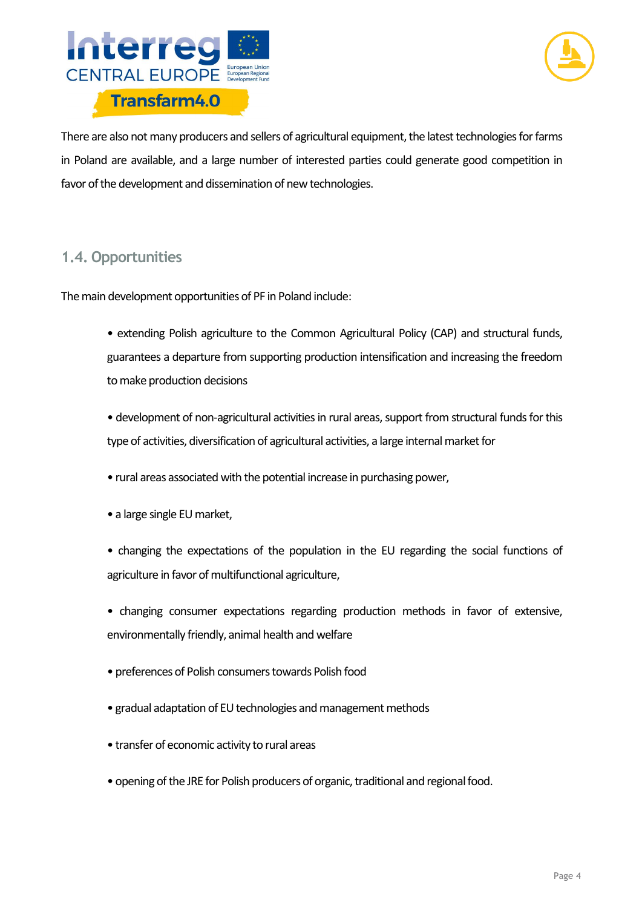There are also not many producers and sellers of agricultural equipment, the latest technologies for farms in Poland are available, and a large number of interested parties could generate good competition in favor of the development and dissemination of new technologies.

### 1.4. Opportunities

The main development opportunities of PF in Poland include:

- extending Polish agriculture to the Common Agricultural Policy (CAP) and structural funds, guarantees a departure from supporting production intensification and increasing the freedom to make production decisions
- development of non-agricultural activities in rural areas, support from structural funds for this type of activities, diversification of agricultural activities, a large internal market for
- rural areas associated with the potential increase in purchasing power,
- a large single EU market,
- changing the expectations of the population in the EU regarding the social functions of agriculture in favor of multifunctional agriculture,
- changing consumer expectations regarding production methods in favor of extensive, environmentally friendly, animal health and welfare
- preferences of Polish consumers towards Polish food
- gradual adaptation of EU technologies and management methods
- transfer of economic activity to rural areas
- opening of the JRE for Polish producers of organic, traditional and regional food.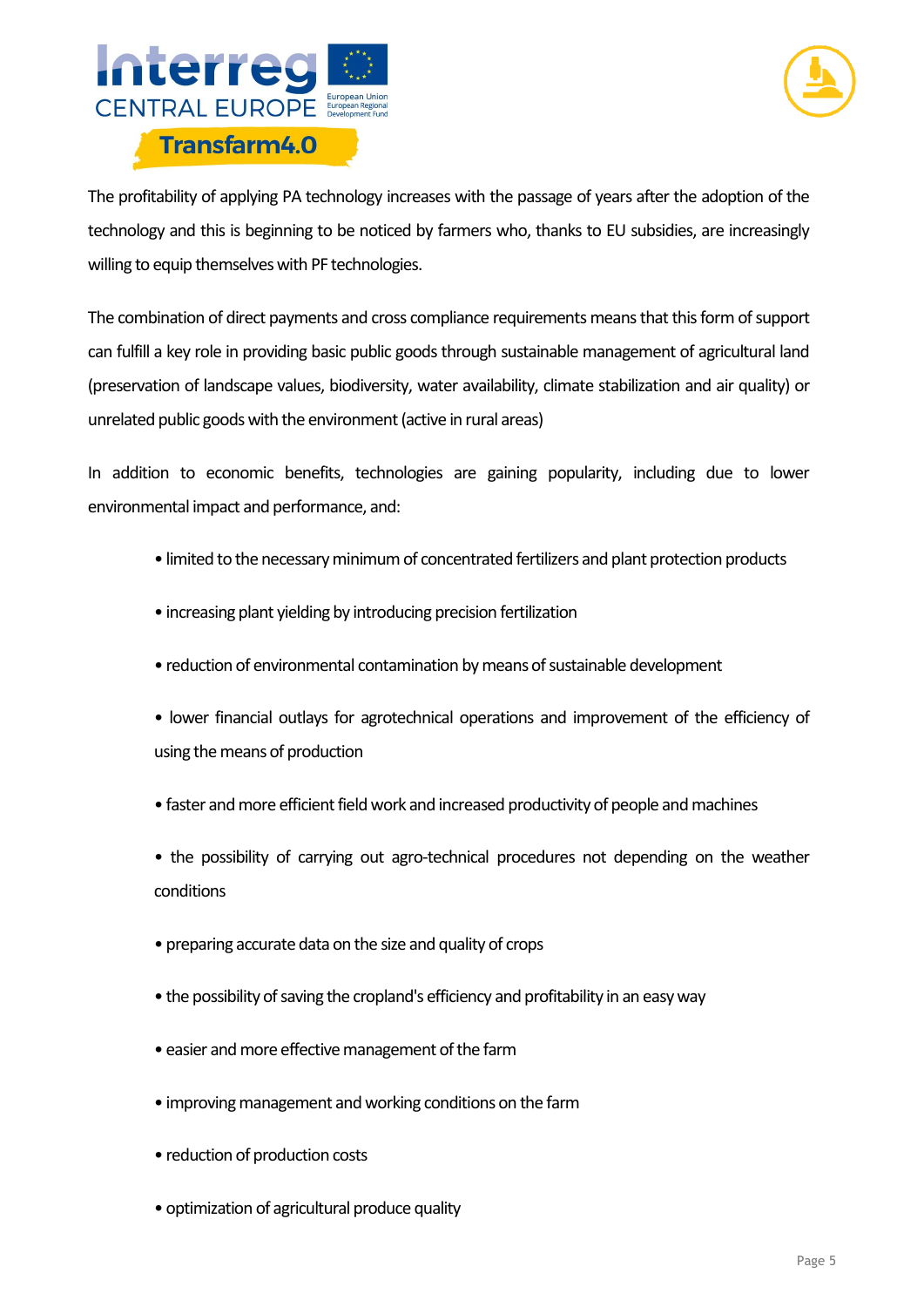The profitability of applying PA technology increases with the passage of years after the adoption of the technology and this is beginning to be noticed by farmers who, thanks to EU subsidies, are increasingly willing to equip themselves with PF technologies.

The combination of direct payments and cross compliance requirements means that this form of support can fulfill a key role in providing basic public goods through sustainable management of agricultural land (preservation of landscape values, biodiversity, water availability, climate stabilization and air quality) or unrelated public goods with the environment (active in rural areas)

In addition to economic benefits, technologies are gaining popularity, including due to lower environmental impact and performance, and:

- limited to the necessary minimum of concentrated fertilizers and plant protection products
- increasing plant yielding by introducing precision fertilization
- reduction of environmental contamination by means of sustainable development
- lower financial outlays for agrotechnical operations and improvement of the efficiency of using the means of production
- faster and more efficient field work and increased productivity of people and machines
- the possibility of carrying out agro-technical procedures not depending on the weather conditions
- preparing accurate data on the size and quality of crops
- the possibility of saving the cropland's efficiency and profitability in an easy way
- easier and more effective management of the farm
- improving management and working conditions on the farm
- reduction of production costs
- optimization of agricultural produce quality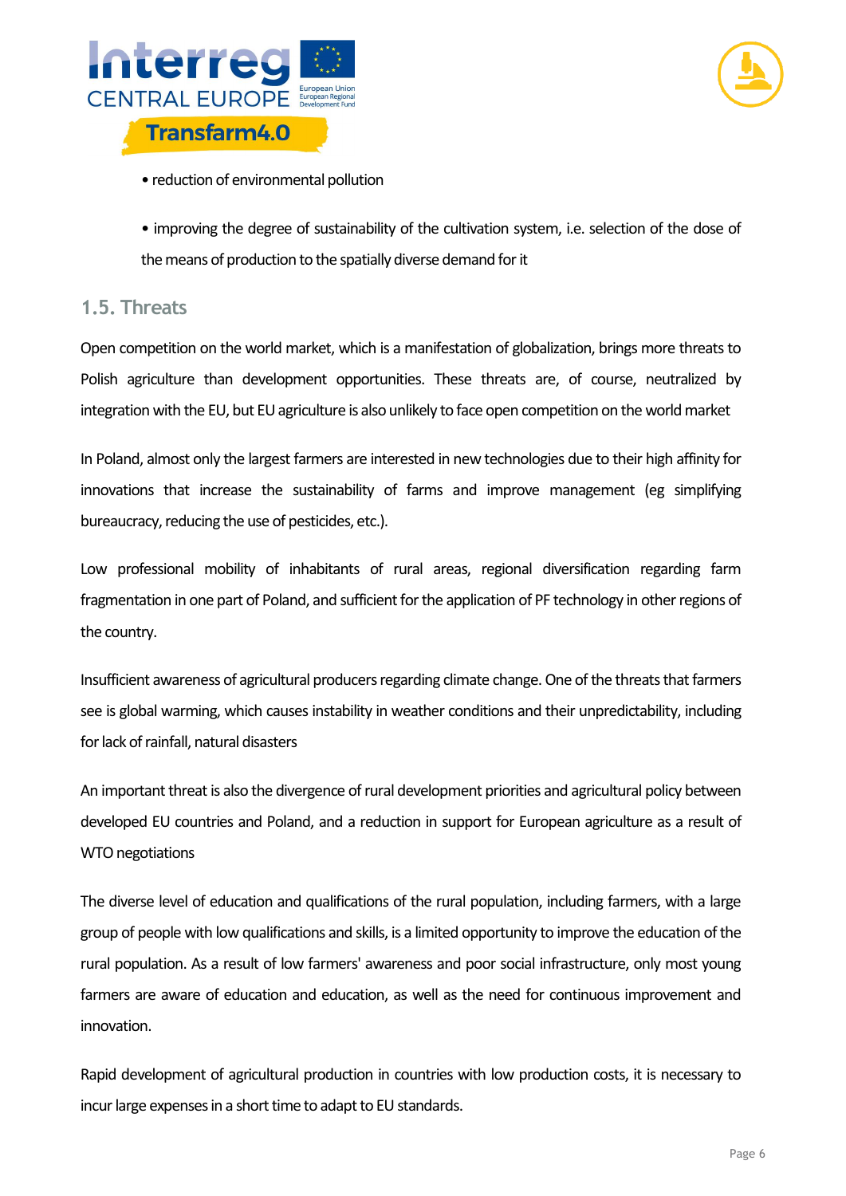- reduction of environmental pollution
- improving the degree of sustainability of the cultivation system, i.e. selection of the dose of the means of production to the spatially diverse demand for it

## 1.5. Threats

Open competition on the world market, which is a manifestation of globalization, brings more threats to Polish agriculture than development opportunities. These threats are, of course, neutralized by integration with the EU, but EU agriculture is also unlikely to face open competition on the world market

In Poland, almost only the largest farmers are interested in new technologies due to their high affinity for innovations that increase the sustainability of farms and improve management (eg simplifying bureaucracy, reducing the use of pesticides, etc.).

Low professional mobility of inhabitants of rural areas, regional diversification regarding farm fragmentation in one part of Poland, and sufficient for the application of PF technology in other regions of the country.

Insufficient awareness of agricultural producers regarding climate change. One of the threats that farmers see is global warming, which causes instability in weather conditions and their unpredictability, including for lack of rainfall, natural disasters

An important threat is also the divergence of rural development priorities and agricultural policy between developed EU countries and Poland, and a reduction in support for European agriculture as a result of WTO negotiations

The diverse level of education and qualifications of the rural population, including farmers, with a large group of people with low qualifications and skills, is a limited opportunity to improve the education of the rural population. As a result of low farmers' awareness and poor social infrastructure, only most young farmers are aware of education and education, as well as the need for continuous improvement and innovation.

Rapid development of agricultural production in countries with low production costs, it is necessary to incur large expenses in a short time to adapt to EU standards.